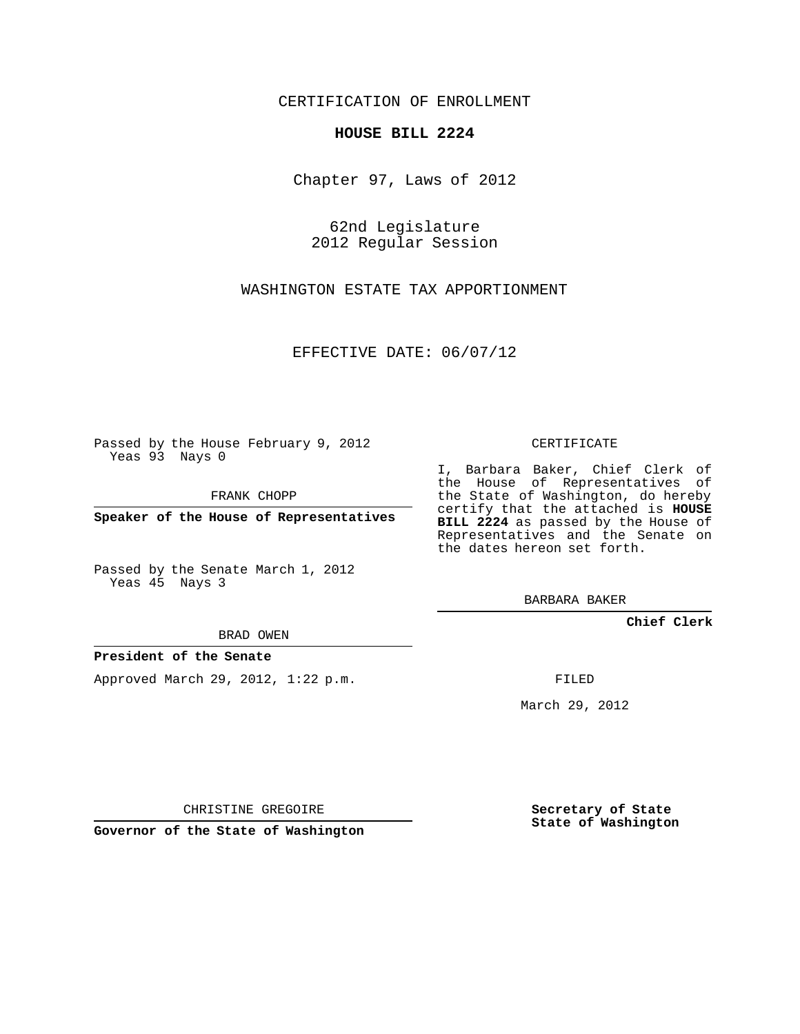CERTIFICATION OF ENROLLMENT

**HOUSE BILL 2224**

Chapter 97, Laws of 2012

62nd Legislature
2012 Regular Session

WASHINGTON ESTATE TAX APPORTIONMENT

EFFECTIVE DATE: 06/07/12

Passed by the House February 9, 2012
Yeas 93 Nays 0

FRANK CHOPP

**Speaker of the House of Representatives**

Passed by the Senate March 1, 2012
Yeas 45 Nays 3

BRAD OWEN

**President of the Senate**

Approved March 29, 2012, 1:22 p.m.

CHRISTINE GREGOIRE

**Governor of the State of Washington**

CERTIFICATE

I, Barbara Baker, Chief Clerk of the House of Representatives of the State of Washington, do hereby certify that the attached is **HOUSE BILL 2224** as passed by the House of Representatives and the Senate on the dates hereon set forth.

BARBARA BAKER

**Chief Clerk**

FILED

March 29, 2012

**Secretary of State**
**State of Washington**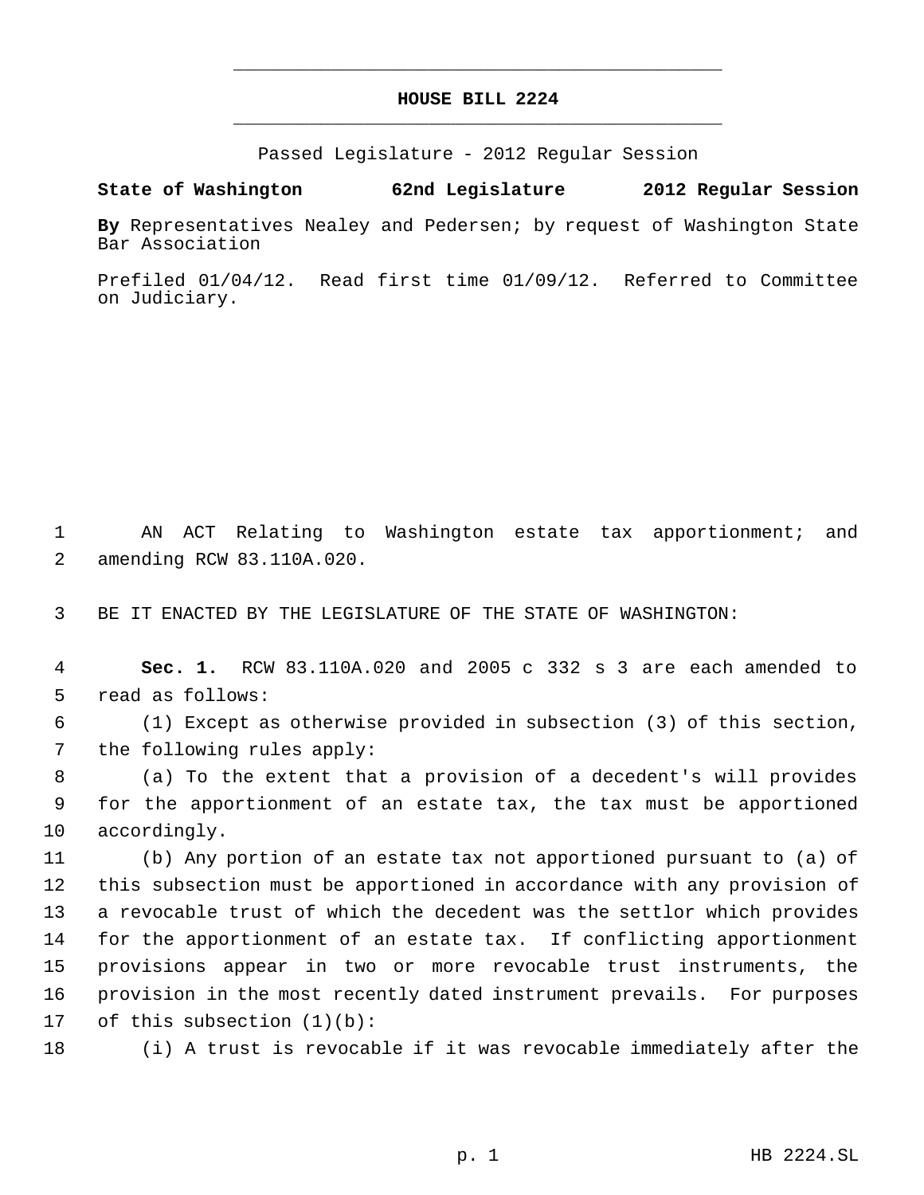# HOUSE BILL 2224

Passed Legislature - 2012 Regular Session

**State of Washington 62nd Legislature 2012 Regular Session**

**By** Representatives Nealey and Pedersen; by request of Washington State Bar Association

Prefiled 01/04/12. Read first time 01/09/12. Referred to Committee on Judiciary.

AN ACT Relating to Washington estate tax apportionment; and amending RCW 83.110A.020.

BE IT ENACTED BY THE LEGISLATURE OF THE STATE OF WASHINGTON:

**Sec. 1.** RCW 83.110A.020 and 2005 c 332 s 3 are each amended to read as follows:

(1) Except as otherwise provided in subsection (3) of this section, the following rules apply:

(a) To the extent that a provision of a decedent's will provides for the apportionment of an estate tax, the tax must be apportioned accordingly.

(b) Any portion of an estate tax not apportioned pursuant to (a) of this subsection must be apportioned in accordance with any provision of a revocable trust of which the decedent was the settlor which provides for the apportionment of an estate tax. If conflicting apportionment provisions appear in two or more revocable trust instruments, the provision in the most recently dated instrument prevails. For purposes of this subsection (1)(b):

(i) A trust is revocable if it was revocable immediately after the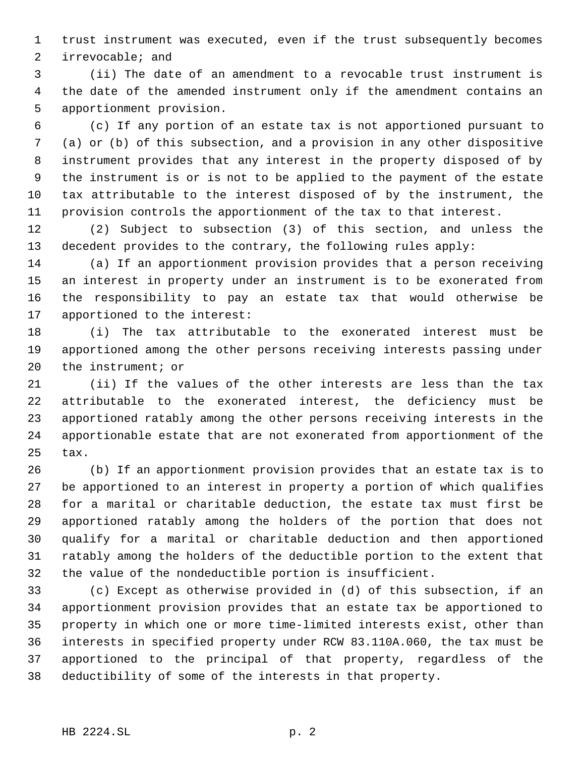trust instrument was executed, even if the trust subsequently becomes irrevocable; and

(ii) The date of an amendment to a revocable trust instrument is the date of the amended instrument only if the amendment contains an apportionment provision.

(c) If any portion of an estate tax is not apportioned pursuant to (a) or (b) of this subsection, and a provision in any other dispositive instrument provides that any interest in the property disposed of by the instrument is or is not to be applied to the payment of the estate tax attributable to the interest disposed of by the instrument, the provision controls the apportionment of the tax to that interest.

(2) Subject to subsection (3) of this section, and unless the decedent provides to the contrary, the following rules apply:

(a) If an apportionment provision provides that a person receiving an interest in property under an instrument is to be exonerated from the responsibility to pay an estate tax that would otherwise be apportioned to the interest:

(i) The tax attributable to the exonerated interest must be apportioned among the other persons receiving interests passing under the instrument; or

(ii) If the values of the other interests are less than the tax attributable to the exonerated interest, the deficiency must be apportioned ratably among the other persons receiving interests in the apportionable estate that are not exonerated from apportionment of the tax.

(b) If an apportionment provision provides that an estate tax is to be apportioned to an interest in property a portion of which qualifies for a marital or charitable deduction, the estate tax must first be apportioned ratably among the holders of the portion that does not qualify for a marital or charitable deduction and then apportioned ratably among the holders of the deductible portion to the extent that the value of the nondeductible portion is insufficient.

(c) Except as otherwise provided in (d) of this subsection, if an apportionment provision provides that an estate tax be apportioned to property in which one or more time-limited interests exist, other than interests in specified property under RCW 83.110A.060, the tax must be apportioned to the principal of that property, regardless of the deductibility of some of the interests in that property.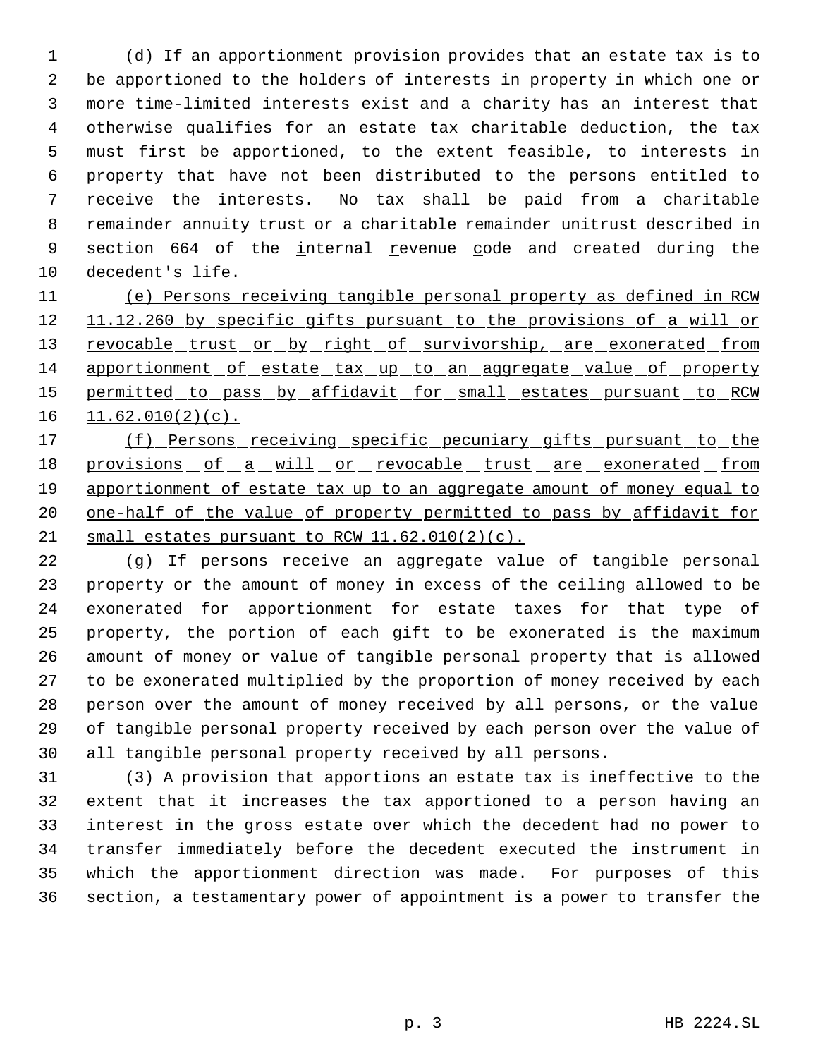(d) If an apportionment provision provides that an estate tax is to be apportioned to the holders of interests in property in which one or more time-limited interests exist and a charity has an interest that otherwise qualifies for an estate tax charitable deduction, the tax must first be apportioned, to the extent feasible, to interests in property that have not been distributed to the persons entitled to receive the interests. No tax shall be paid from a charitable remainder annuity trust or a charitable remainder unitrust described in section 664 of the internal revenue code and created during the decedent's life.

(e) Persons receiving tangible personal property as defined in RCW 11.12.260 by specific gifts pursuant to the provisions of a will or revocable trust or by right of survivorship, are exonerated from apportionment of estate tax up to an aggregate value of property permitted to pass by affidavit for small estates pursuant to RCW 11.62.010(2)(c).

(f) Persons receiving specific pecuniary gifts pursuant to the provisions of a will or revocable trust are exonerated from apportionment of estate tax up to an aggregate amount of money equal to one-half of the value of property permitted to pass by affidavit for small estates pursuant to RCW 11.62.010(2)(c).

(g) If persons receive an aggregate value of tangible personal property or the amount of money in excess of the ceiling allowed to be exonerated for apportionment for estate taxes for that type of property, the portion of each gift to be exonerated is the maximum amount of money or value of tangible personal property that is allowed to be exonerated multiplied by the proportion of money received by each person over the amount of money received by all persons, or the value of tangible personal property received by each person over the value of all tangible personal property received by all persons.

(3) A provision that apportions an estate tax is ineffective to the extent that it increases the tax apportioned to a person having an interest in the gross estate over which the decedent had no power to transfer immediately before the decedent executed the instrument in which the apportionment direction was made. For purposes of this section, a testamentary power of appointment is a power to transfer the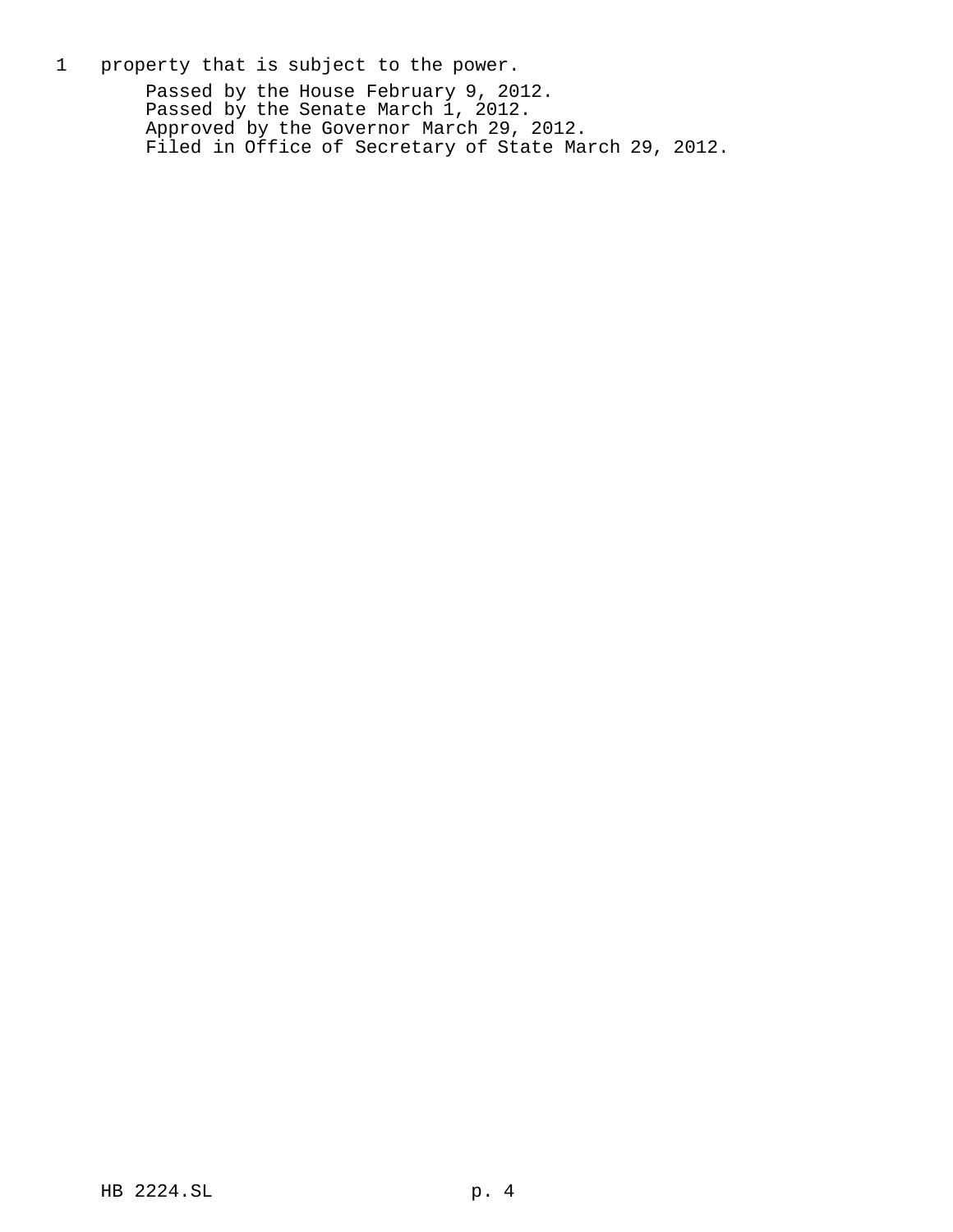property that is subject to the power.

Passed by the House February 9, 2012.
Passed by the Senate March 1, 2012.
Approved by the Governor March 29, 2012.
Filed in Office of Secretary of State March 29, 2012.